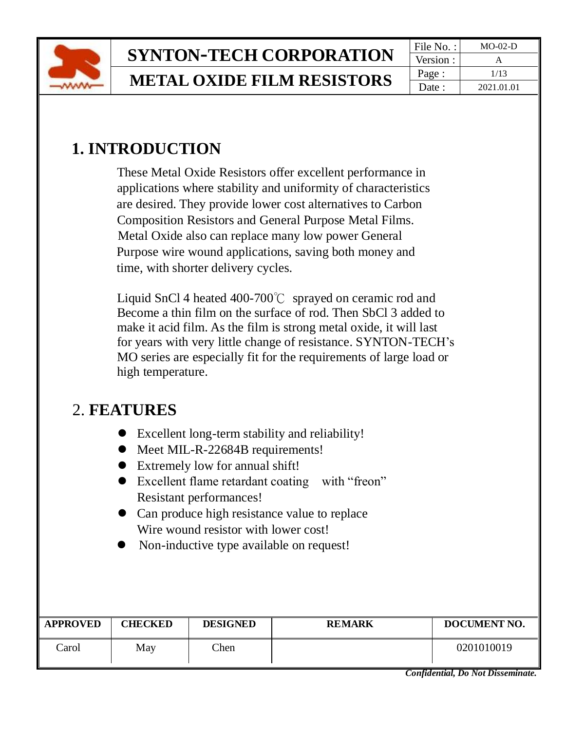# 1. INTRODUCTION

These Metal Oxide Resistors offer excellent performance in applications where stability and uniformity of characteristics are desired. They provide lower cost alternatives to Carbon Composition Resistors and General Purpose Metal Films. Metal Oxide also can replace many low power General Purpose wire wound applications, saving both money and time, with shorter delivery cycles.

Liquid $SnCl_4$ heated 400-700℃ sprayed on ceramic rod and Become a thin film on the surface of rod. Then $SbCl_3$ added to make it acid film. As the film is strong metal oxide, it will last for years with very little change of resistance. SYNTON-TECH's MO series are especially fit for the requirements of large load or high temperature.

# 2. FEATURES

- Excellent long-term stability and reliability!
- Meet MIL-R-22684B requirements!
- Extremely low for annual shift!
- Excellent flame retardant coating with "freon" Resistant performances!
- Can produce high resistance value to replace Wire wound resistor with lower cost!
- Non-inductive type available on request!

| APPROVED | CHECKED | DESIGNED | REMARK | DOCUMENT NO. |
|---|---|---|---|---|
| Carol | May | Chen | | 0201010019 |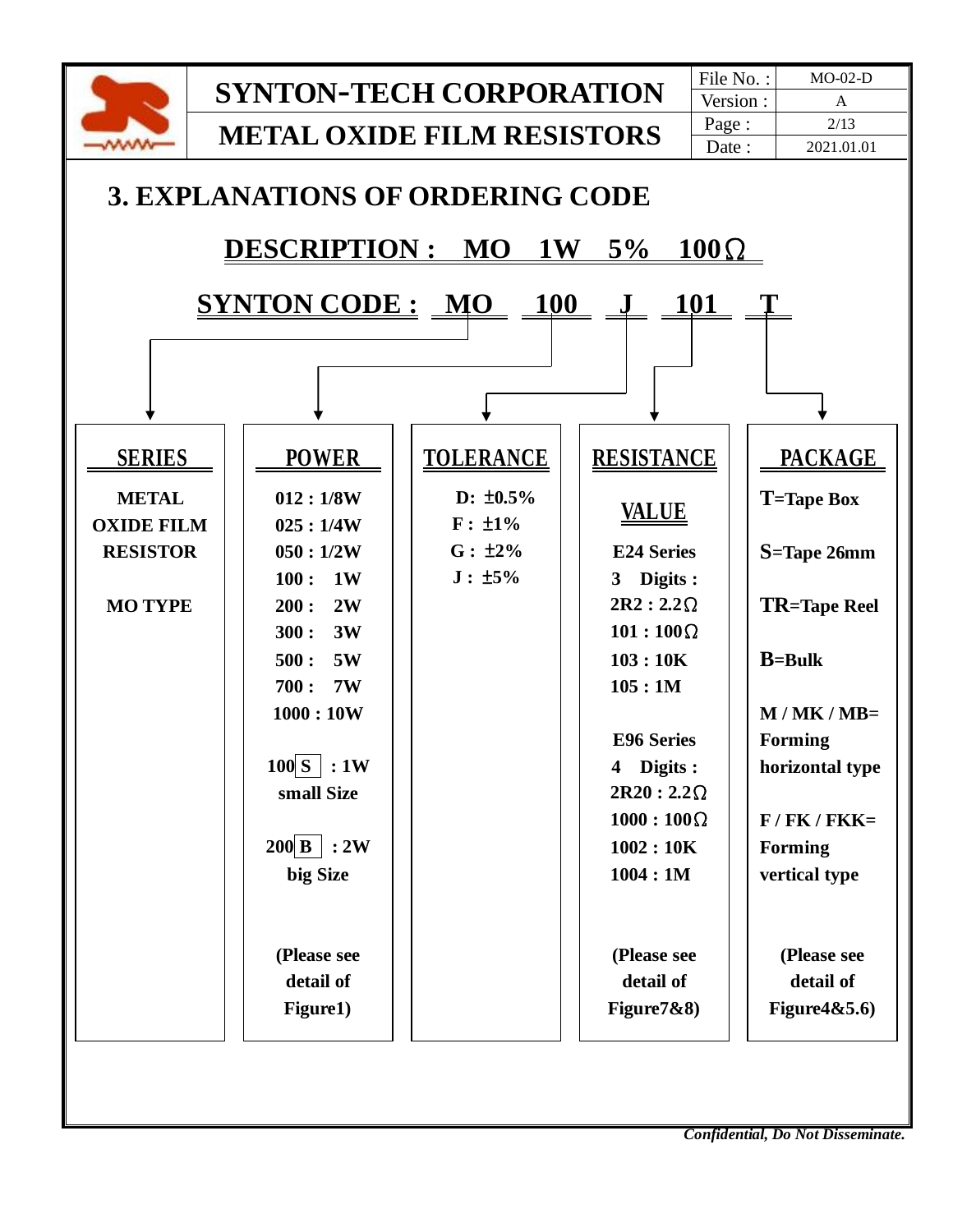## 3. EXPLANATIONS OF ORDERING CODE

**DESCRIPTION : MO 1W 5% 100Ω**

**SYNTON CODE : MO 100 J 101 T**

| SERIES | POWER | TOLERANCE | RESISTANCE | PACKAGE |
|---|---|---|---|---|
| METAL OXIDE FILM RESISTOR<br><br>MO TYPE | 012 : 1/8W<br>025 : 1/4W<br>050 : 1/2W<br>100 : 1W<br>200 : 2W<br>300 : 3W<br>500 : 5W<br>700 : 7W<br>1000 : 10W<br><br>100 S : 1W small Size<br><br>200 B : 2W big Size<br><br>(Please see detail of Figure1) | D: ±0.5%<br>F : ±1%<br>G : ±2%<br>J : ±5% | VALUE<br><br>E24 Series<br>3 Digits :<br>2R2 : 2.2Ω<br>101 : 100Ω<br>103 : 10K<br>105 : 1M<br><br>E96 Series<br>4 Digits :<br>2R20 : 2.2Ω<br>1000 : 100Ω<br>1002 : 10K<br>1004 : 1M<br><br>(Please see detail of Figure7&8) | T=Tape Box<br><br>S=Tape 26mm<br><br>TR=Tape Reel<br><br>B=Bulk<br><br>M / MK / MB= Forming horizontal type<br><br>F / FK / FKK= Forming vertical type<br><br>(Please see detail of Figure4&5.6) |

*Confidential, Do Not Disseminate.*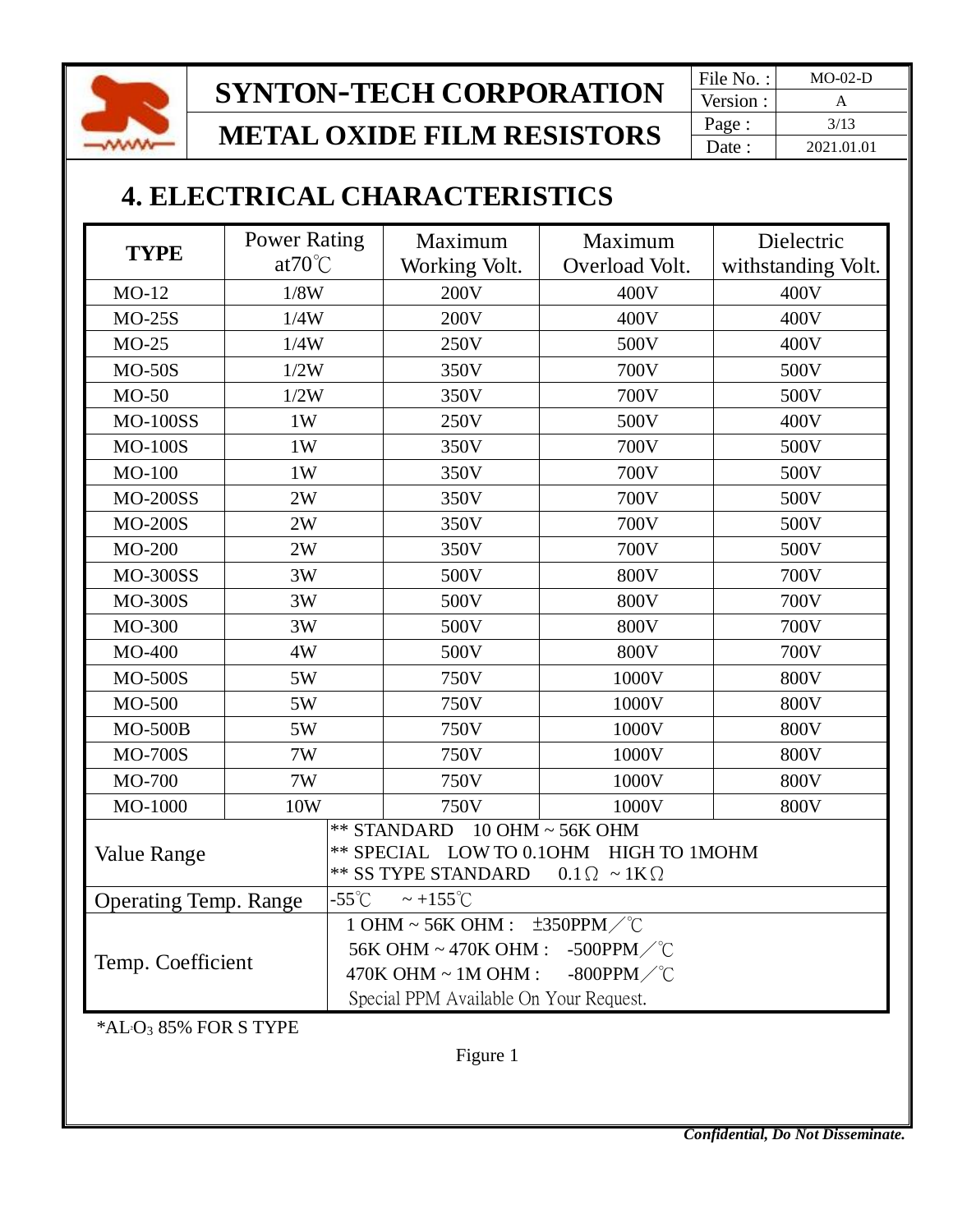# 4. ELECTRICAL CHARACTERISTICS

| TYPE | Power Rating at70℃ | Maximum Working Volt. | Maximum Overload Volt. | Dielectric withstanding Volt. |
|---|---|---|---|---|
| MO-12 | 1/8W | 200V | 400V | 400V |
| MO-25S | 1/4W | 200V | 400V | 400V |
| MO-25 | 1/4W | 250V | 500V | 400V |
| MO-50S | 1/2W | 350V | 700V | 500V |
| MO-50 | 1/2W | 350V | 700V | 500V |
| MO-100SS | 1W | 250V | 500V | 400V |
| MO-100S | 1W | 350V | 700V | 500V |
| MO-100 | 1W | 350V | 700V | 500V |
| MO-200SS | 2W | 350V | 700V | 500V |
| MO-200S | 2W | 350V | 700V | 500V |
| MO-200 | 2W | 350V | 700V | 500V |
| MO-300SS | 3W | 500V | 800V | 700V |
| MO-300S | 3W | 500V | 800V | 700V |
| MO-300 | 3W | 500V | 800V | 700V |
| MO-400 | 4W | 500V | 800V | 700V |
| MO-500S | 5W | 750V | 1000V | 800V |
| MO-500 | 5W | 750V | 1000V | 800V |
| MO-500B | 5W | 750V | 1000V | 800V |
| MO-700S | 7W | 750V | 1000V | 800V |
| MO-700 | 7W | 750V | 1000V | 800V |
| MO-1000 | 10W | 750V | 1000V | 800V |
| Value Range | ** STANDARD 10 OHM ~ 56K OHM<br>** SPECIAL LOW TO 0.1OHM HIGH TO 1MOHM<br>** SS TYPE STANDARD 0.1Ω ~ 1KΩ | | | |
| Operating Temp. Range | -55℃ ~ +155℃ | | | |
| Temp. Coefficient | 1 OHM ~ 56K OHM : ±350PPM／℃<br>56K OHM ~ 470K OHM : -500PPM／℃<br>470K OHM ~ 1M OHM : -800PPM／℃<br>Special PPM Available On Your Request. | | | |

*$AL_2O_3$ 85% FOR S TYPE

Figure 1

***Confidential, Do Not Disseminate.***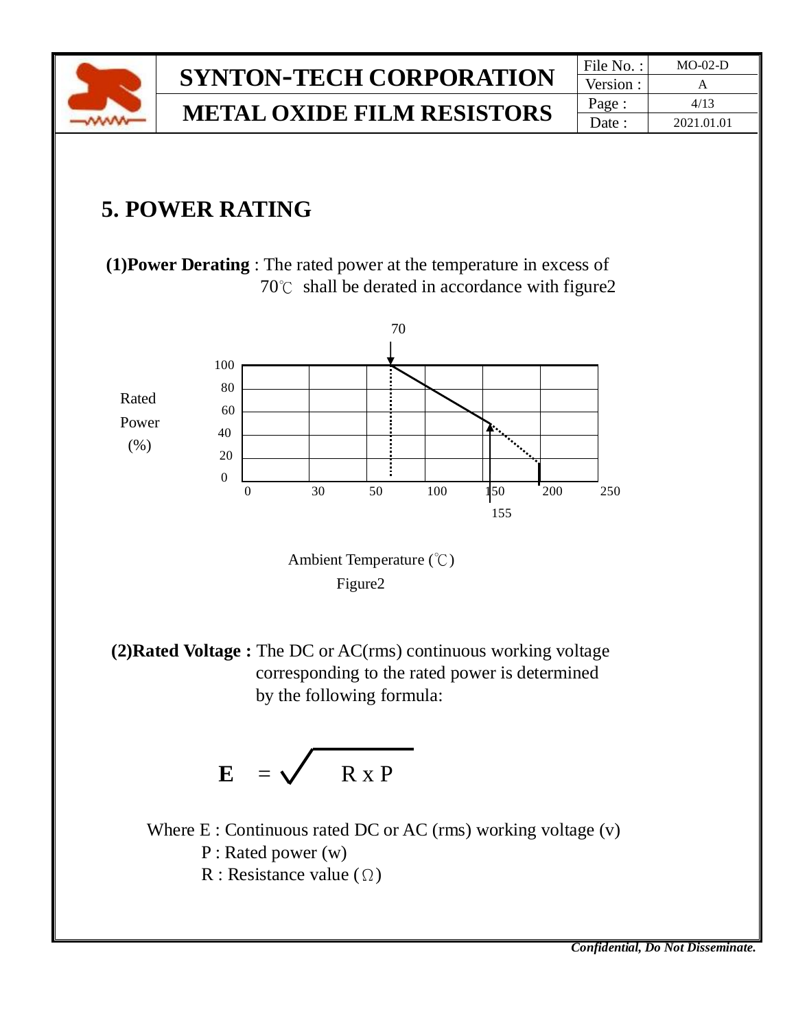## 5. POWER RATING

**(1)Power Derating** : The rated power at the temperature in excess of 70℃ shall be derated in accordance with figure2

Ambient Temperature (℃)

Figure2

**(2)Rated Voltage :** The DC or AC(rms) continuous working voltage corresponding to the rated power is determined by the following formula:

$$\mathbf{E} = \sqrt{R \times P}$$

Where E : Continuous rated DC or AC (rms) working voltage (v)

P : Rated power (w)

R : Resistance value (Ω)

*Confidential, Do Not Disseminate.*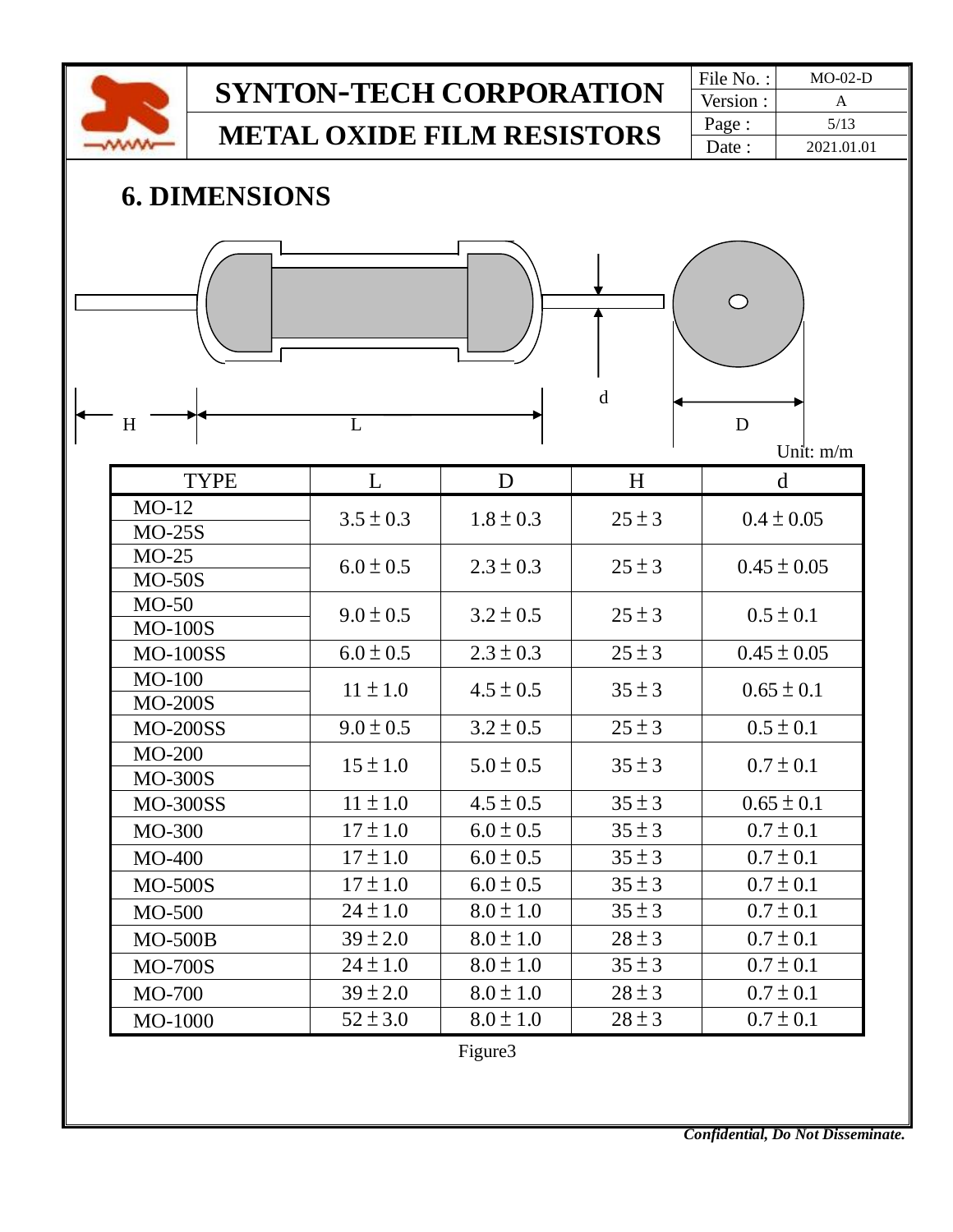## 6. DIMENSIONS

H L d D

Unit: m/m

| TYPE | L | D | H | d |
|---|---|---|---|---|
| MO-12<br>MO-25S | 3.5 ± 0.3 | 1.8 ± 0.3 | 25 ± 3 | 0.4 ± 0.05 |
| MO-25<br>MO-50S | 6.0 ± 0.5 | 2.3 ± 0.3 | 25 ± 3 | 0.45 ± 0.05 |
| MO-50<br>MO-100S | 9.0 ± 0.5 | 3.2 ± 0.5 | 25 ± 3 | 0.5 ± 0.1 |
| MO-100SS | 6.0 ± 0.5 | 2.3 ± 0.3 | 25 ± 3 | 0.45 ± 0.05 |
| MO-100<br>MO-200S | 11 ± 1.0 | 4.5 ± 0.5 | 35 ± 3 | 0.65 ± 0.1 |
| MO-200SS | 9.0 ± 0.5 | 3.2 ± 0.5 | 25 ± 3 | 0.5 ± 0.1 |
| MO-200<br>MO-300S | 15 ± 1.0 | 5.0 ± 0.5 | 35 ± 3 | 0.7 ± 0.1 |
| MO-300SS | 11 ± 1.0 | 4.5 ± 0.5 | 35 ± 3 | 0.65 ± 0.1 |
| MO-300 | 17 ± 1.0 | 6.0 ± 0.5 | 35 ± 3 | 0.7 ± 0.1 |
| MO-400 | 17 ± 1.0 | 6.0 ± 0.5 | 35 ± 3 | 0.7 ± 0.1 |
| MO-500S | 17 ± 1.0 | 6.0 ± 0.5 | 35 ± 3 | 0.7 ± 0.1 |
| MO-500 | 24 ± 1.0 | 8.0 ± 1.0 | 35 ± 3 | 0.7 ± 0.1 |
| MO-500B | 39 ± 2.0 | 8.0 ± 1.0 | 28 ± 3 | 0.7 ± 0.1 |
| MO-700S | 24 ± 1.0 | 8.0 ± 1.0 | 35 ± 3 | 0.7 ± 0.1 |
| MO-700 | 39 ± 2.0 | 8.0 ± 1.0 | 28 ± 3 | 0.7 ± 0.1 |
| MO-1000 | 52 ± 3.0 | 8.0 ± 1.0 | 28 ± 3 | 0.7 ± 0.1 |

Figure3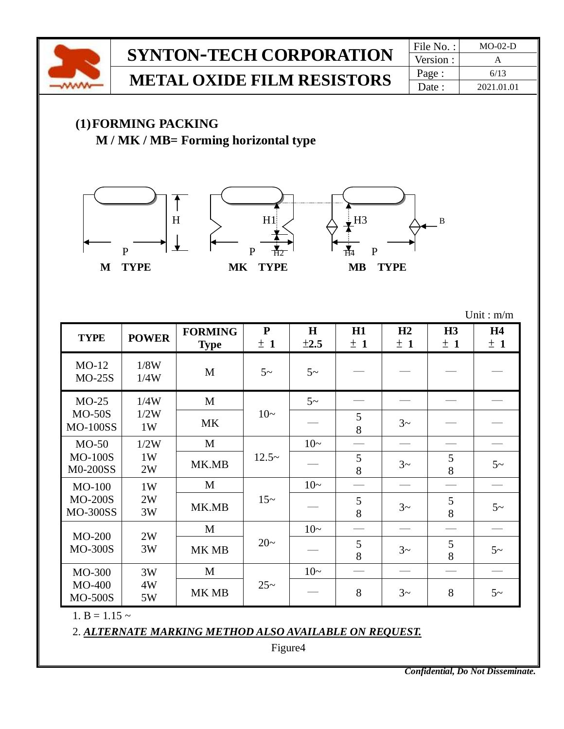## (1) FORMING PACKING

### M / MK / MB= Forming horizontal type

Unit : m/m

| TYPE | POWER | FORMING Type | P ± 1 | H ±2.5 | H1 ± 1 | H2 ± 1 | H3 ± 1 | H4 ± 1 |
|---|---|---|---|---|---|---|---|---|
| MO-12<br>MO-25S | 1/8W<br>1/4W | M | 5~ | 5~ | — | — | — | — |
| MO-25<br>MO-50S<br>MO-100SS | 1/4W<br>1/2W<br>1W | M | 10~ | 5~ | — | — | — | — |
| | | MK | | — | 5<br>8 | 3~ | — | — |
| MO-50<br>MO-100S<br>M0-200SS | 1/2W<br>1W<br>2W | M | 12.5~ | 10~ | — | — | — | — |
| | | MK.MB | | — | 5<br>8 | 3~ | 5<br>8 | 5~ |
| MO-100<br>MO-200S<br>MO-300SS | 1W<br>2W<br>3W | M | 15~ | 10~ | — | — | — | — |
| | | MK.MB | | — | 5<br>8 | 3~ | 5<br>8 | 5~ |
| MO-200<br>MO-300S | 2W<br>3W | M | 20~ | 10~ | — | — | — | — |
| | | MK MB | | — | 5<br>8 | 3~ | 5<br>8 | 5~ |
| MO-300<br>MO-400<br>MO-500S | 3W<br>4W<br>5W | M | 25~ | 10~ | — | — | — | — |
| | | MK MB | | — | 8 | 3~ | 8 | 5~ |

1. B = 1.15 ~

2. ***ALTERNATE MARKING METHOD ALSO AVAILABLE ON REQUEST.***

Figure4

***Confidential, Do Not Disseminate.***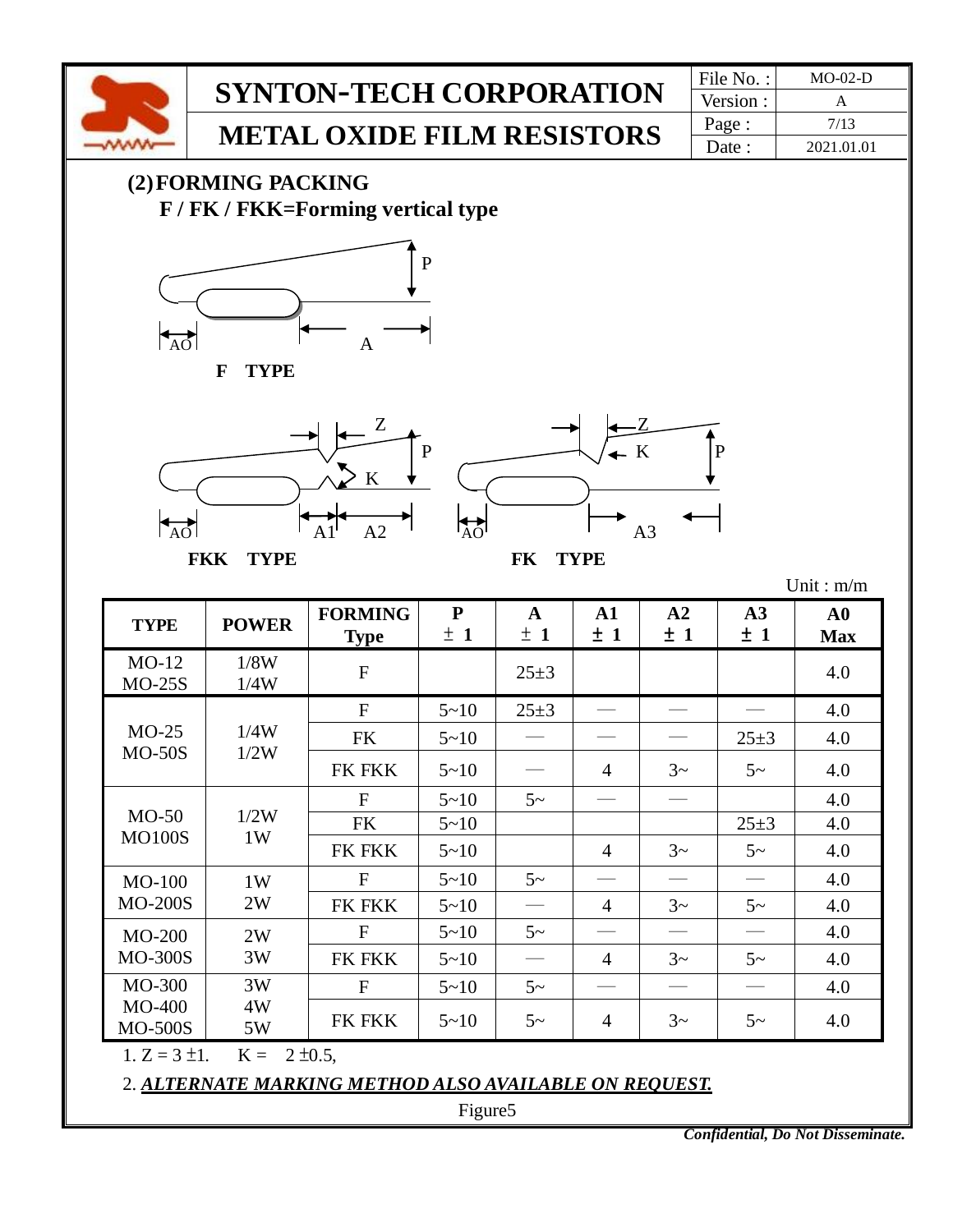## (2) FORMING PACKING

### F / FK / FKK=Forming vertical type

F TYPE

FKK TYPE

FK TYPE

Unit : m/m

| TYPE | POWER | FORMING Type | P ± 1 | A ± 1 | A1 ± 1 | A2 ± 1 | A3 ± 1 | A0 Max |
|---|---|---|---|---|---|---|---|---|
| MO-12<br>MO-25S | 1/8W<br>1/4W | F | | 25±3 | | | | 4.0 |
| MO-25<br>MO-50S | 1/4W<br>1/2W | F | 5~10 | 25±3 | — | — | — | 4.0 |
| | | FK | 5~10 | — | — | — | 25±3 | 4.0 |
| | | FK FKK | 5~10 | — | 4 | 3~ | 5~ | 4.0 |
| MO-50<br>MO100S | 1/2W<br>1W | F | 5~10 | 5~ | — | — | | 4.0 |
| | | FK | 5~10 | | | | 25±3 | 4.0 |
| | | FK FKK | 5~10 | | 4 | 3~ | 5~ | 4.0 |
| MO-100<br>MO-200S | 1W<br>2W | F | 5~10 | 5~ | — | — | — | 4.0 |
| | | FK FKK | 5~10 | — | 4 | 3~ | 5~ | 4.0 |
| MO-200<br>MO-300S | 2W<br>3W | F | 5~10 | 5~ | — | — | — | 4.0 |
| | | FK FKK | 5~10 | — | 4 | 3~ | 5~ | 4.0 |
| MO-300<br>MO-400<br>MO-500S | 3W<br>4W<br>5W | F | 5~10 | 5~ | — | — | — | 4.0 |
| | | FK FKK | 5~10 | 5~ | 4 | 3~ | 5~ | 4.0 |

1. Z = 3 ±1. K = 2 ±0.5,

2. ***ALTERNATE MARKING METHOD ALSO AVAILABLE ON REQUEST.***

Figure5

***Confidential, Do Not Disseminate.***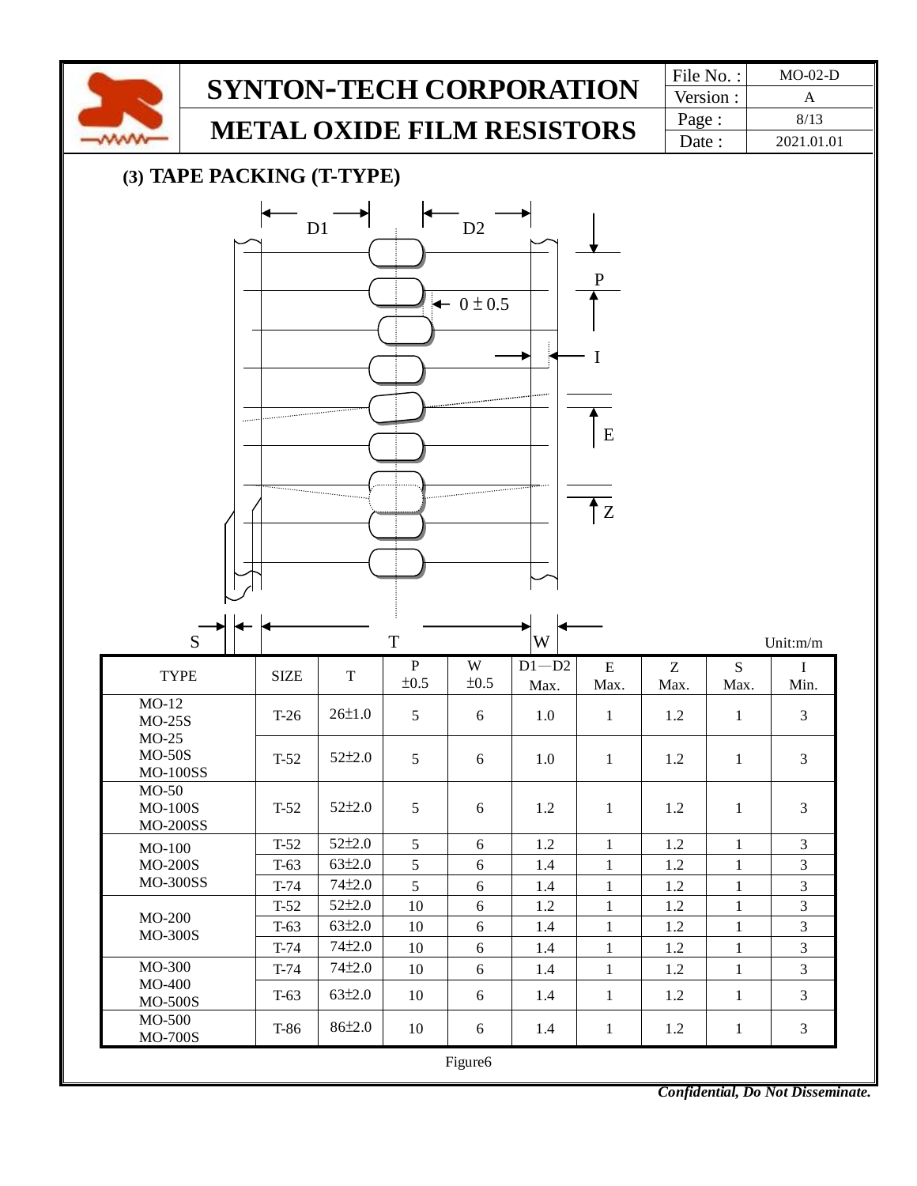## (3) TAPE PACKING (T-TYPE)

Unit:m/m

| TYPE | SIZE | T | P ±0.5 | W ±0.5 | D1—D2 Max. | E Max. | Z Max. | S Max. | I Min. |
|---|---|---|---|---|---|---|---|---|---|
| MO-12<br>MO-25S | T-26 | 26±1.0 | 5 | 6 | 1.0 | 1 | 1.2 | 1 | 3 |
| MO-25<br>MO-50S<br>MO-100SS | T-52 | 52±2.0 | 5 | 6 | 1.0 | 1 | 1.2 | 1 | 3 |
| MO-50<br>MO-100S<br>MO-200SS | T-52 | 52±2.0 | 5 | 6 | 1.2 | 1 | 1.2 | 1 | 3 |
| MO-100<br>MO-200S<br>MO-300SS | T-52 | 52±2.0 | 5 | 6 | 1.2 | 1 | 1.2 | 1 | 3 |
| | T-63 | 63±2.0 | 5 | 6 | 1.4 | 1 | 1.2 | 1 | 3 |
| | T-74 | 74±2.0 | 5 | 6 | 1.4 | 1 | 1.2 | 1 | 3 |
| MO-200<br>MO-300S | T-52 | 52±2.0 | 10 | 6 | 1.2 | 1 | 1.2 | 1 | 3 |
| | T-63 | 63±2.0 | 10 | 6 | 1.4 | 1 | 1.2 | 1 | 3 |
| | T-74 | 74±2.0 | 10 | 6 | 1.4 | 1 | 1.2 | 1 | 3 |
| MO-300 | T-74 | 74±2.0 | 10 | 6 | 1.4 | 1 | 1.2 | 1 | 3 |
| MO-400<br>MO-500S | T-63 | 63±2.0 | 10 | 6 | 1.4 | 1 | 1.2 | 1 | 3 |
| MO-500<br>MO-700S | T-86 | 86±2.0 | 10 | 6 | 1.4 | 1 | 1.2 | 1 | 3 |

Figure6

*Confidential, Do Not Disseminate.*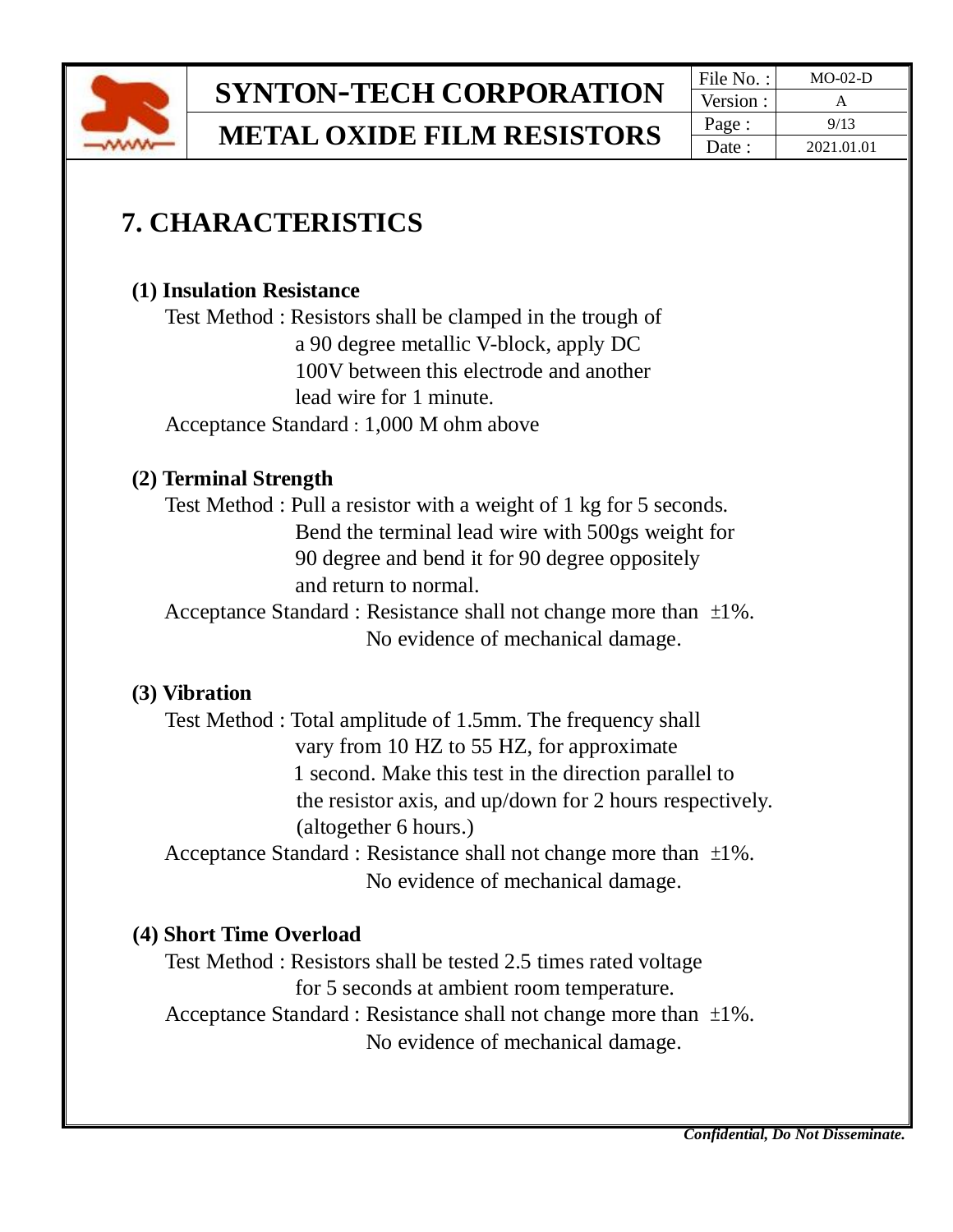## 7. CHARACTERISTICS

### (1) Insulation Resistance

Test Method : Resistors shall be clamped in the trough of a 90 degree metallic V-block, apply DC 100V between this electrode and another lead wire for 1 minute.

Acceptance Standard : 1,000 M ohm above

### (2) Terminal Strength

Test Method : Pull a resistor with a weight of 1 kg for 5 seconds. Bend the terminal lead wire with 500gs weight for 90 degree and bend it for 90 degree oppositely and return to normal.

Acceptance Standard : Resistance shall not change more than ±1%. No evidence of mechanical damage.

### (3) Vibration

Test Method : Total amplitude of 1.5mm. The frequency shall vary from 10 HZ to 55 HZ, for approximate 1 second. Make this test in the direction parallel to the resistor axis, and up/down for 2 hours respectively. (altogether 6 hours.)

Acceptance Standard : Resistance shall not change more than ±1%. No evidence of mechanical damage.

### (4) Short Time Overload

Test Method : Resistors shall be tested 2.5 times rated voltage for 5 seconds at ambient room temperature.

Acceptance Standard : Resistance shall not change more than ±1%. No evidence of mechanical damage.

***Confidential, Do Not Disseminate.***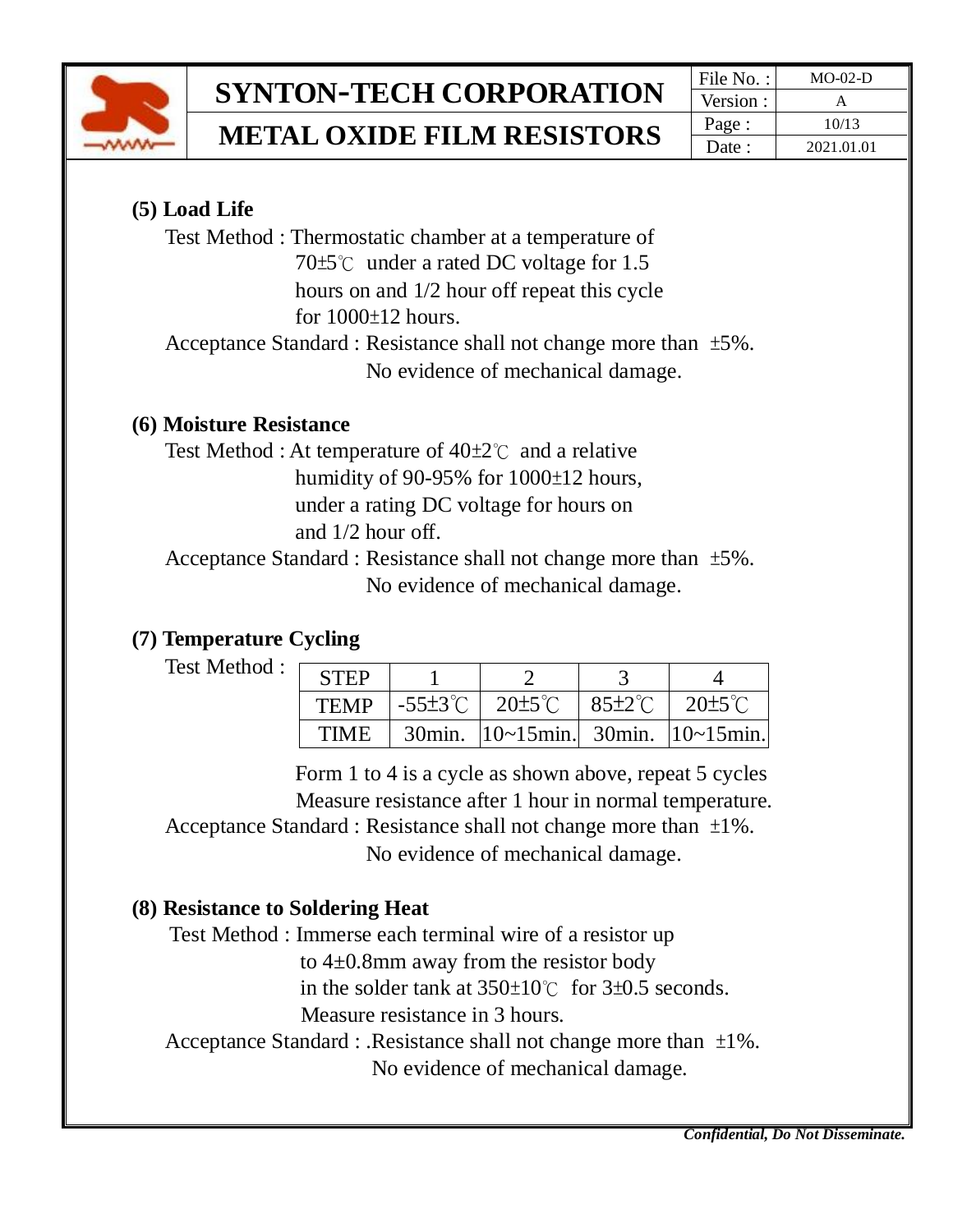**(5) Load Life**

Test Method : Thermostatic chamber at a temperature of 70±5℃ under a rated DC voltage for 1.5 hours on and 1/2 hour off repeat this cycle for 1000±12 hours.

Acceptance Standard : Resistance shall not change more than ±5%. No evidence of mechanical damage.

**(6) Moisture Resistance**

Test Method : At temperature of 40±2℃ and a relative humidity of 90-95% for 1000±12 hours, under a rating DC voltage for hours on and 1/2 hour off.

Acceptance Standard : Resistance shall not change more than ±5%. No evidence of mechanical damage.

**(7) Temperature Cycling**

Test Method :

| STEP | 1 | 2 | 3 | 4 |
|---|---|---|---|---|
| TEMP | -55±3℃ | 20±5℃ | 85±2℃ | 20±5℃ |
| TIME | 30min. | 10~15min. | 30min. | 10~15min. |

Form 1 to 4 is a cycle as shown above, repeat 5 cycles
Measure resistance after 1 hour in normal temperature.

Acceptance Standard : Resistance shall not change more than ±1%. No evidence of mechanical damage.

**(8) Resistance to Soldering Heat**

Test Method : Immerse each terminal wire of a resistor up to 4±0.8mm away from the resistor body in the solder tank at 350±10℃ for 3±0.5 seconds. Measure resistance in 3 hours.

Acceptance Standard : .Resistance shall not change more than ±1%. No evidence of mechanical damage.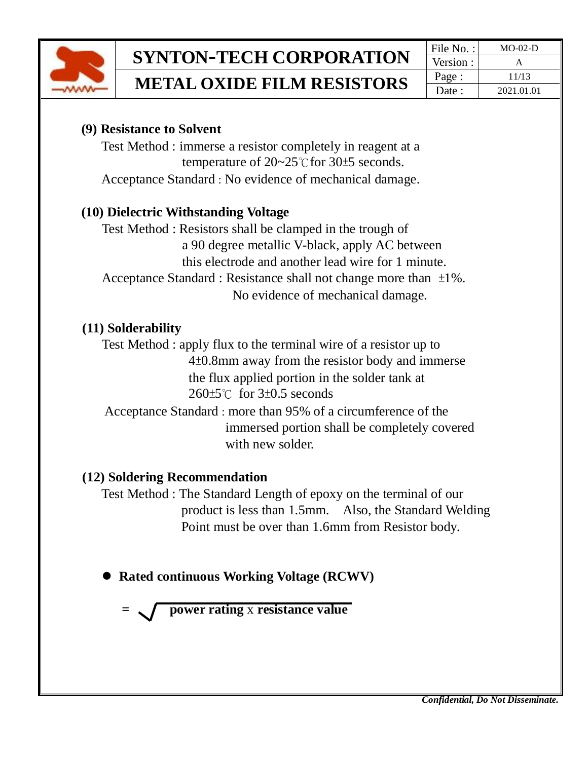**(9) Resistance to Solvent**

Test Method : immerse a resistor completely in reagent at a temperature of 20~25℃ for 30±5 seconds.

Acceptance Standard : No evidence of mechanical damage.

**(10) Dielectric Withstanding Voltage**

Test Method : Resistors shall be clamped in the trough of a 90 degree metallic V-black, apply AC between this electrode and another lead wire for 1 minute.

Acceptance Standard : Resistance shall not change more than ±1%. No evidence of mechanical damage.

**(11) Solderability**

Test Method : apply flux to the terminal wire of a resistor up to 4±0.8mm away from the resistor body and immerse the flux applied portion in the solder tank at 260±5℃ for 3±0.5 seconds

Acceptance Standard : more than 95% of a circumference of the immersed portion shall be completely covered with new solder.

**(12) Soldering Recommendation**

Test Method : The Standard Length of epoxy on the terminal of our product is less than 1.5mm. Also, the Standard Welding Point must be over than 1.6mm from Resistor body.

- **Rated continuous Working Voltage (RCWV)**

$$= \sqrt{\textbf{power rating} \times \textbf{resistance value}}$$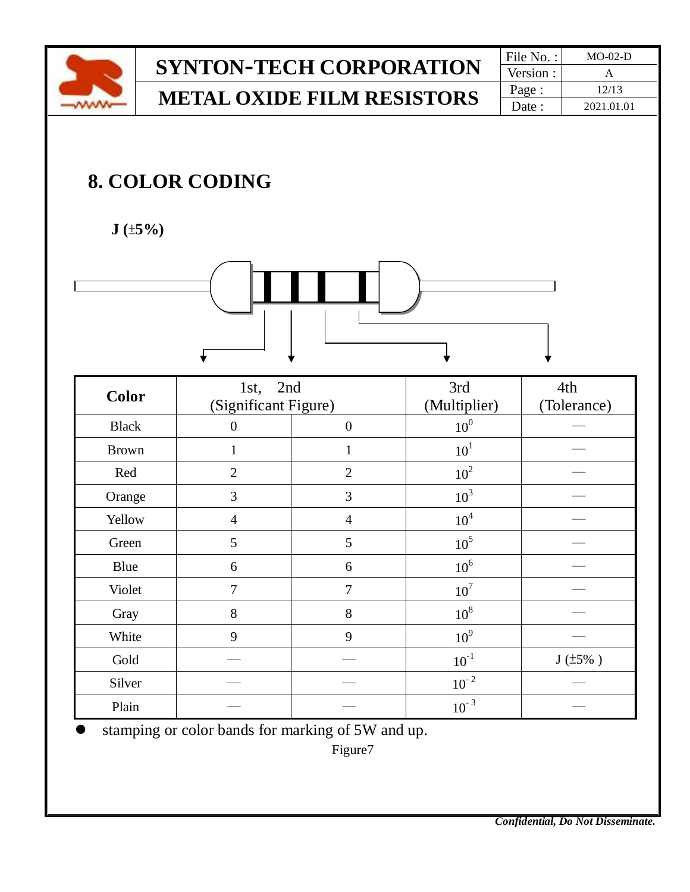## 8. COLOR CODING

**J (±5%)**

| Color | 1st, 2nd (Significant Figure) | | 3rd (Multiplier) | 4th (Tolerance) |
|---|---|---|---|---|
| Black | 0 | 0 | $10^{0}$ | — |
| Brown | 1 | 1 | $10^{1}$ | — |
| Red | 2 | 2 | $10^{2}$ | — |
| Orange | 3 | 3 | $10^{3}$ | — |
| Yellow | 4 | 4 | $10^{4}$ | — |
| Green | 5 | 5 | $10^{5}$ | — |
| Blue | 6 | 6 | $10^{6}$ | — |
| Violet | 7 | 7 | $10^{7}$ | — |
| Gray | 8 | 8 | $10^{8}$ | — |
| White | 9 | 9 | $10^{9}$ | — |
| Gold | — | — | $10^{-1}$ | J (±5% ) |
| Silver | — | — | $10^{-2}$ | — |
| Plain | — | — | $10^{-3}$ | — |

- stamping or color bands for marking of 5W and up.

Figure7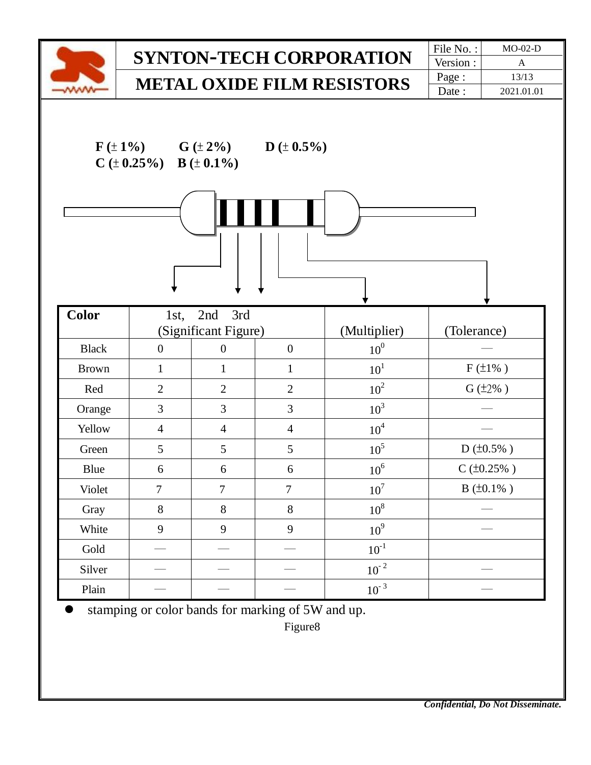**F (± 1%)**　**G (± 2%)**　**D (± 0.5%)**

**C (± 0.25%)**　**B (± 0.1%)**

| Color | 1st, 2nd 3rd (Significant Figure) | | | (Multiplier) | (Tolerance) |
|---|---|---|---|---|---|
| Black | 0 | 0 | 0 | $10^{0}$ | — |
| Brown | 1 | 1 | 1 | $10^{1}$ | F (±1% ) |
| Red | 2 | 2 | 2 | $10^{2}$ | G (±2% ) |
| Orange | 3 | 3 | 3 | $10^{3}$ | — |
| Yellow | 4 | 4 | 4 | $10^{4}$ | — |
| Green | 5 | 5 | 5 | $10^{5}$ | D (±0.5% ) |
| Blue | 6 | 6 | 6 | $10^{6}$ | C (±0.25% ) |
| Violet | 7 | 7 | 7 | $10^{7}$ | B (±0.1% ) |
| Gray | 8 | 8 | 8 | $10^{8}$ | — |
| White | 9 | 9 | 9 | $10^{9}$ | — |
| Gold | — | — | — | $10^{-1}$ | |
| Silver | — | — | — | $10^{-2}$ | — |
| Plain | — | — | — | $10^{-3}$ | — |

- stamping or color bands for marking of 5W and up.

Figure8

*Confidential, Do Not Disseminate.*